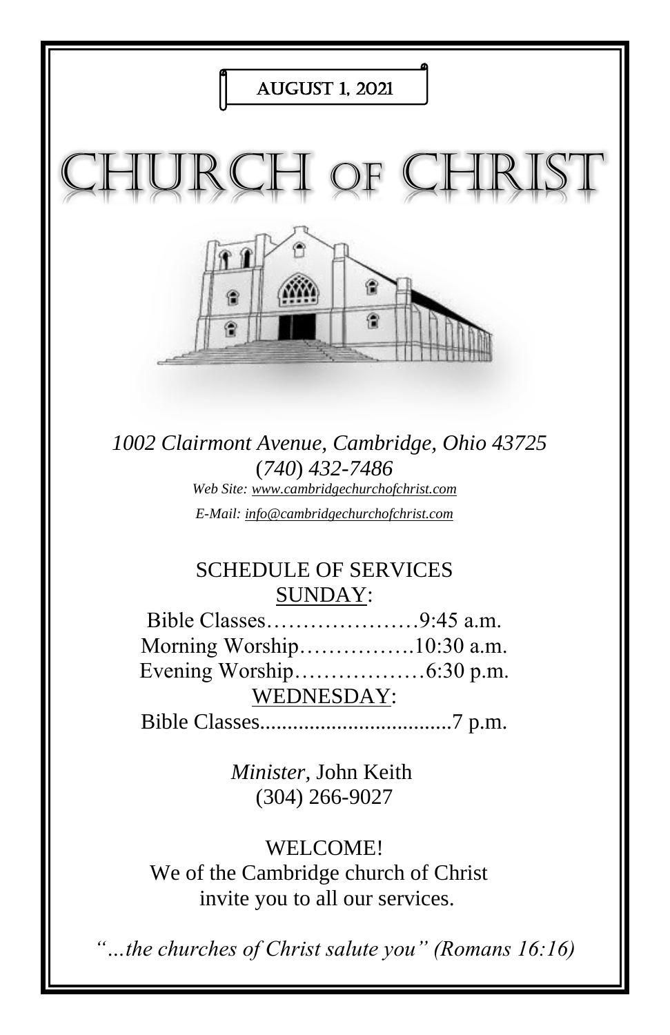AUGUST 1, 2021

# CHURCH OF CHRIST

*1002 Clairmont Avenue, Cambridge, Ohio 43725*
*(740) 432-7486*
*Web Site: www.cambridgechurchofchrist.com*
*E-Mail: info@cambridgechurchofchrist.com*

## SCHEDULE OF SERVICES

SUNDAY:

Bible Classes…………………9:45 a.m.
Morning Worship…………….10:30 a.m.
Evening Worship………………6:30 p.m.

WEDNESDAY:

Bible Classes...................................7 p.m.

*Minister,* John Keith
(304) 266-9027

WELCOME!
We of the Cambridge church of Christ invite you to all our services.

*"…the churches of Christ salute you" (Romans 16:16)*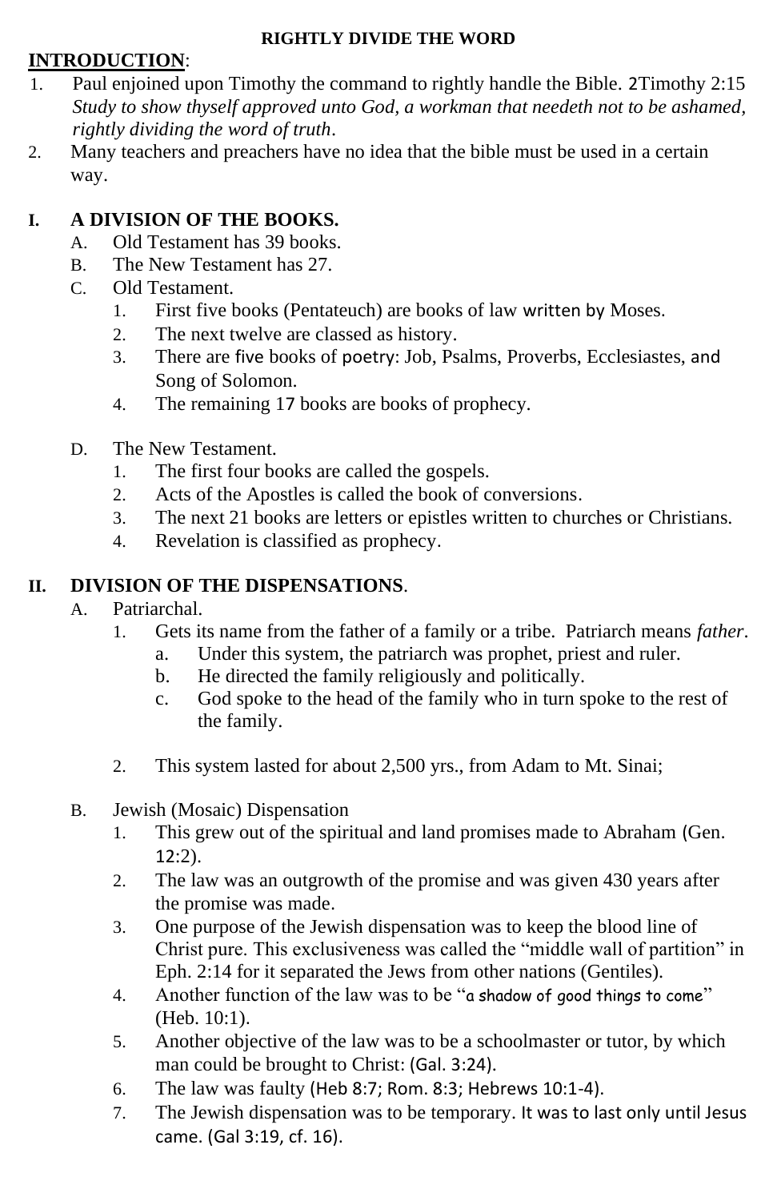**RIGHTLY DIVIDE THE WORD**

**INTRODUCTION**:

1. Paul enjoined upon Timothy the command to rightly handle the Bible. 2Timothy 2:15 *Study to show thyself approved unto God, a workman that needeth not to be ashamed, rightly dividing the word of truth*.
2. Many teachers and preachers have no idea that the bible must be used in a certain way.

## I. A DIVISION OF THE BOOKS.

A. Old Testament has 39 books.

B. The New Testament has 27.

C. Old Testament.

1. First five books (Pentateuch) are books of law written by Moses.
2. The next twelve are classed as history.
3. There are five books of poetry: Job, Psalms, Proverbs, Ecclesiastes, and Song of Solomon.
4. The remaining 17 books are books of prophecy.

D. The New Testament.

1. The first four books are called the gospels.
2. Acts of the Apostles is called the book of conversions.
3. The next 21 books are letters or epistles written to churches or Christians.
4. Revelation is classified as prophecy.

## II. DIVISION OF THE DISPENSATIONS.

A. Patriarchal.

1. Gets its name from the father of a family or a tribe. Patriarch means *father*.
   a. Under this system, the patriarch was prophet, priest and ruler.
   b. He directed the family religiously and politically.
   c. God spoke to the head of the family who in turn spoke to the rest of the family.
2. This system lasted for about 2,500 yrs., from Adam to Mt. Sinai;

B. Jewish (Mosaic) Dispensation

1. This grew out of the spiritual and land promises made to Abraham (Gen. 12:2).
2. The law was an outgrowth of the promise and was given 430 years after the promise was made.
3. One purpose of the Jewish dispensation was to keep the blood line of Christ pure. This exclusiveness was called the "middle wall of partition" in Eph. 2:14 for it separated the Jews from other nations (Gentiles).
4. Another function of the law was to be "a shadow of good things to come" (Heb. 10:1).
5. Another objective of the law was to be a schoolmaster or tutor, by which man could be brought to Christ: (Gal. 3:24).
6. The law was faulty (Heb 8:7; Rom. 8:3; Hebrews 10:1-4).
7. The Jewish dispensation was to be temporary. It was to last only until Jesus came. (Gal 3:19, cf. 16).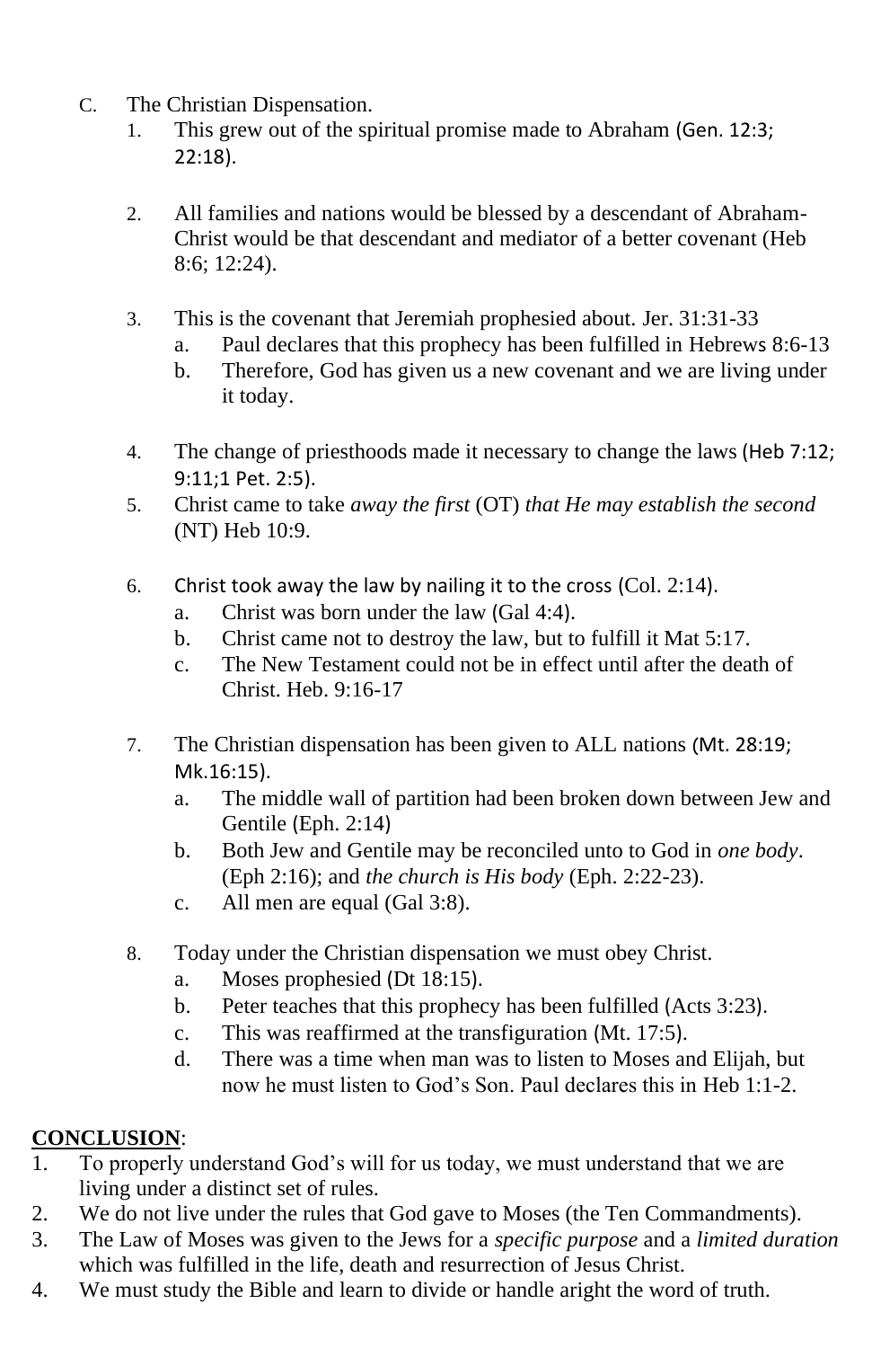C. The Christian Dispensation.

1. This grew out of the spiritual promise made to Abraham (Gen. 12:3; 22:18).

2. All families and nations would be blessed by a descendant of Abraham- Christ would be that descendant and mediator of a better covenant (Heb 8:6; 12:24).

3. This is the covenant that Jeremiah prophesied about. Jer. 31:31-33
   a. Paul declares that this prophecy has been fulfilled in Hebrews 8:6-13
   b. Therefore, God has given us a new covenant and we are living under it today.

4. The change of priesthoods made it necessary to change the laws (Heb 7:12; 9:11;1 Pet. 2:5).
5. Christ came to take *away the first* (OT) *that He may establish the second* (NT) Heb 10:9.

6. Christ took away the law by nailing it to the cross (Col. 2:14).
   a. Christ was born under the law (Gal 4:4).
   b. Christ came not to destroy the law, but to fulfill it Mat 5:17.
   c. The New Testament could not be in effect until after the death of Christ. Heb. 9:16-17

7. The Christian dispensation has been given to ALL nations (Mt. 28:19; Mk.16:15).
   a. The middle wall of partition had been broken down between Jew and Gentile (Eph. 2:14)
   b. Both Jew and Gentile may be reconciled unto to God in *one body*. (Eph 2:16); and *the church is His body* (Eph. 2:22-23).
   c. All men are equal (Gal 3:8).

8. Today under the Christian dispensation we must obey Christ.
   a. Moses prophesied (Dt 18:15).
   b. Peter teaches that this prophecy has been fulfilled (Acts 3:23).
   c. This was reaffirmed at the transfiguration (Mt. 17:5).
   d. There was a time when man was to listen to Moses and Elijah, but now he must listen to God's Son. Paul declares this in Heb 1:1-2.

**<u>CONCLUSION</u>**:

1. To properly understand God's will for us today, we must understand that we are living under a distinct set of rules.
2. We do not live under the rules that God gave to Moses (the Ten Commandments).
3. The Law of Moses was given to the Jews for a *specific purpose* and a *limited duration* which was fulfilled in the life, death and resurrection of Jesus Christ.
4. We must study the Bible and learn to divide or handle aright the word of truth.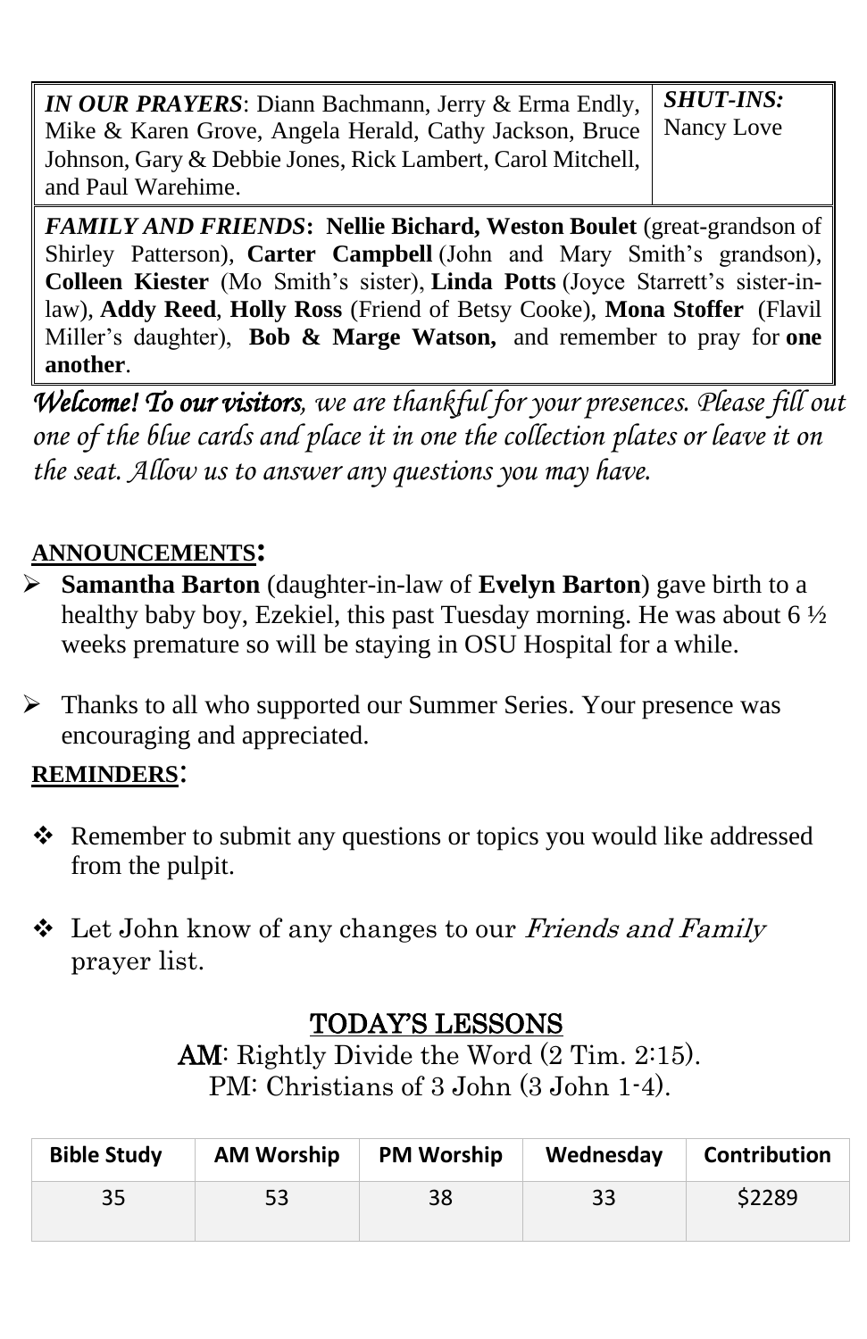| | |
|---|---|
| ***IN OUR PRAYERS***: Diann Bachmann, Jerry & Erma Endly, Mike & Karen Grove, Angela Herald, Cathy Jackson, Bruce Johnson, Gary & Debbie Jones, Rick Lambert, Carol Mitchell, and Paul Warehime. | ***SHUT-INS:*** Nancy Love |

***FAMILY AND FRIENDS*:** **Nellie Bichard, Weston Boulet** (great-grandson of Shirley Patterson), **Carter Campbell** (John and Mary Smith's grandson), **Colleen Kiester** (Mo Smith's sister), **Linda Potts** (Joyce Starrett's sister-in-law), **Addy Reed**, **Holly Ross** (Friend of Betsy Cooke), **Mona Stoffer** (Flavil Miller's daughter), **Bob & Marge Watson,** and remember to pray for **one another**.

***Welcome! To our visitors****, we are thankful for your presences. Please fill out one of the blue cards and place it in one the collection plates or leave it on the seat. Allow us to answer any questions you may have.*

## ANNOUNCEMENTS:

- **Samantha Barton** (daughter-in-law of **Evelyn Barton**) gave birth to a healthy baby boy, Ezekiel, this past Tuesday morning. He was about 6 ½ weeks premature so will be staying in OSU Hospital for a while.
- Thanks to all who supported our Summer Series. Your presence was encouraging and appreciated.

## REMINDERS:

- Remember to submit any questions or topics you would like addressed from the pulpit.
- Let John know of any changes to our *Friends and Family* prayer list.

## TODAY'S LESSONS

**AM**: Rightly Divide the Word (2 Tim. 2:15).
PM: Christians of 3 John (3 John 1-4).

| Bible Study | AM Worship | PM Worship | Wednesday | Contribution |
|---|---|---|---|---|
| 35 | 53 | 38 | 33 | $2289 |